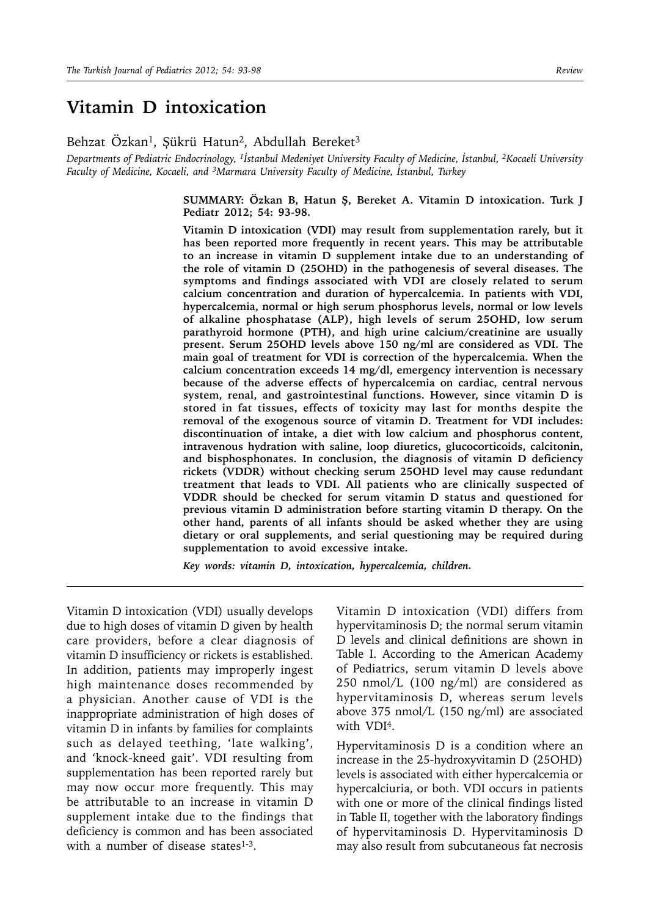# Vitamin D intoxication

Behzat Özkan[1], Şükrü Hatun[2], Abdullah Bereket[3]

*Departments of Pediatric Endocrinology, [1]İstanbul Medeniyet University Faculty of Medicine, İstanbul, [2]Kocaeli University Faculty of Medicine, Kocaeli, and [3]Marmara University Faculty of Medicine, İstanbul, Turkey*

**SUMMARY: Özkan B, Hatun Ş, Bereket A. Vitamin D intoxication. Turk J Pediatr 2012; 54: 93-98.**

**Vitamin D intoxication (VDI) may result from supplementation rarely, but it has been reported more frequently in recent years. This may be attributable to an increase in vitamin D supplement intake due to an understanding of the role of vitamin D (25OHD) in the pathogenesis of several diseases. The symptoms and findings associated with VDI are closely related to serum calcium concentration and duration of hypercalcemia. In patients with VDI, hypercalcemia, normal or high serum phosphorus levels, normal or low levels of alkaline phosphatase (ALP), high levels of serum 25OHD, low serum parathyroid hormone (PTH), and high urine calcium/creatinine are usually present. Serum 25OHD levels above 150 ng/ml are considered as VDI. The main goal of treatment for VDI is correction of the hypercalcemia. When the calcium concentration exceeds 14 mg/dl, emergency intervention is necessary because of the adverse effects of hypercalcemia on cardiac, central nervous system, renal, and gastrointestinal functions. However, since vitamin D is stored in fat tissues, effects of toxicity may last for months despite the removal of the exogenous source of vitamin D. Treatment for VDI includes: discontinuation of intake, a diet with low calcium and phosphorus content, intravenous hydration with saline, loop diuretics, glucocorticoids, calcitonin, and bisphosphonates. In conclusion, the diagnosis of vitamin D deficiency rickets (VDDR) without checking serum 25OHD level may cause redundant treatment that leads to VDI. All patients who are clinically suspected of VDDR should be checked for serum vitamin D status and questioned for previous vitamin D administration before starting vitamin D therapy. On the other hand, parents of all infants should be asked whether they are using dietary or oral supplements, and serial questioning may be required during supplementation to avoid excessive intake.**

***Key words: vitamin D, intoxication, hypercalcemia, children.***

Vitamin D intoxication (VDI) usually develops due to high doses of vitamin D given by health care providers, before a clear diagnosis of vitamin D insufficiency or rickets is established. In addition, patients may improperly ingest high maintenance doses recommended by a physician. Another cause of VDI is the inappropriate administration of high doses of vitamin D in infants by families for complaints such as delayed teething, 'late walking', and 'knock-kneed gait'. VDI resulting from supplementation has been reported rarely but may now occur more frequently. This may be attributable to an increase in vitamin D supplement intake due to the findings that deficiency is common and has been associated with a number of disease states[1-3].

Vitamin D intoxication (VDI) differs from hypervitaminosis D; the normal serum vitamin D levels and clinical definitions are shown in Table I. According to the American Academy of Pediatrics, serum vitamin D levels above 250 nmol/L (100 ng/ml) are considered as hypervitaminosis D, whereas serum levels above 375 nmol/L (150 ng/ml) are associated with VDI[4].

Hypervitaminosis D is a condition where an increase in the 25-hydroxyvitamin D (25OHD) levels is associated with either hypercalcemia or hypercalciuria, or both. VDI occurs in patients with one or more of the clinical findings listed in Table II, together with the laboratory findings of hypervitaminosis D. Hypervitaminosis D may also result from subcutaneous fat necrosis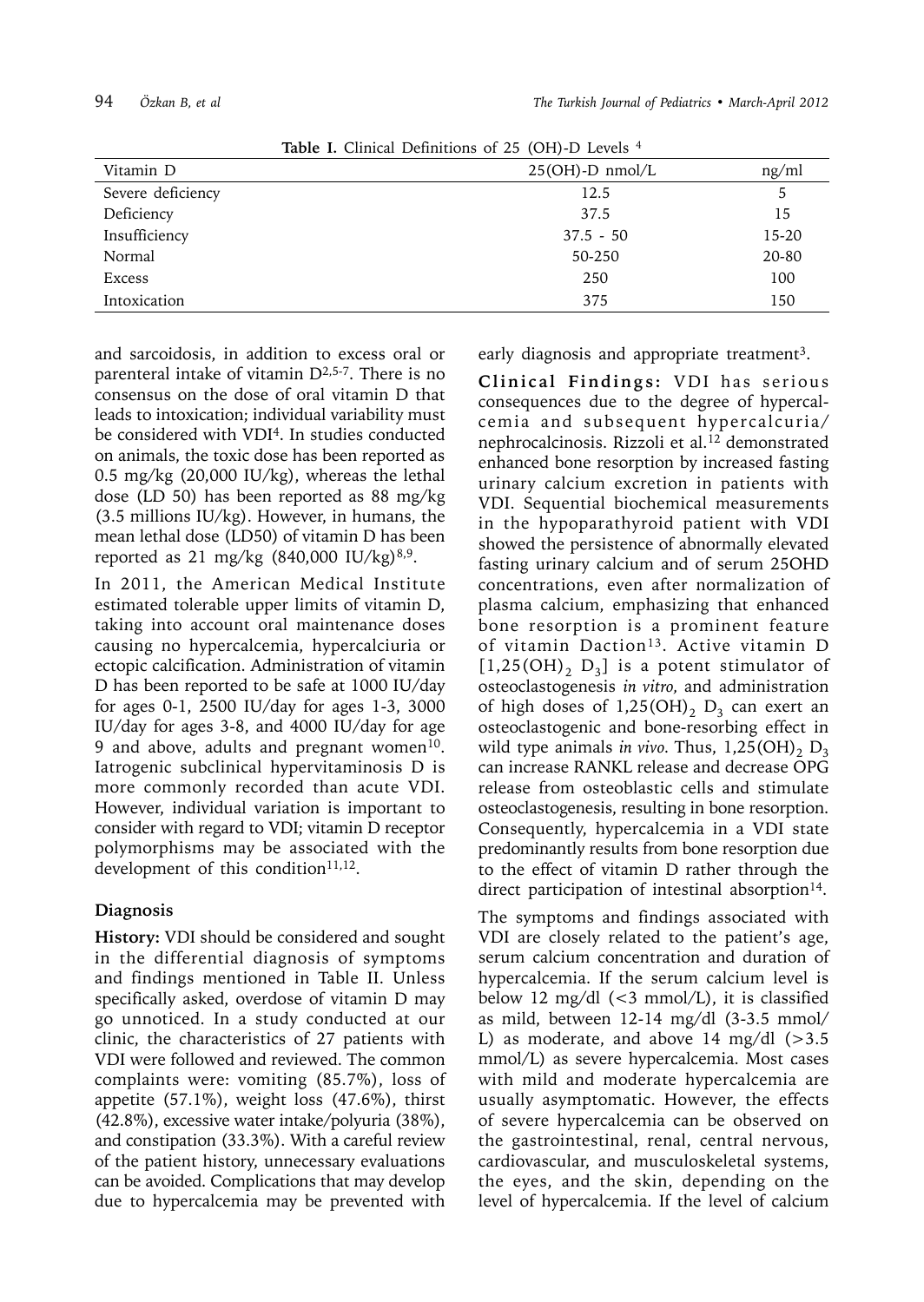**Table I.** Clinical Definitions of 25 (OH)-D Levels [4]

| Vitamin D | 25(OH)-D nmol/L | ng/ml |
|---|---|---|
| Severe deficiency | 12.5 | 5 |
| Deficiency | 37.5 | 15 |
| Insufficiency | 37.5 - 50 | 15-20 |
| Normal | 50-250 | 20-80 |
| Excess | 250 | 100 |
| Intoxication | 375 | 150 |

and sarcoidosis, in addition to excess oral or parenteral intake of vitamin D[2,5-7]. There is no consensus on the dose of oral vitamin D that leads to intoxication; individual variability must be considered with VDI[4]. In studies conducted on animals, the toxic dose has been reported as 0.5 mg/kg (20,000 IU/kg), whereas the lethal dose (LD 50) has been reported as 88 mg/kg (3.5 millions IU/kg). However, in humans, the mean lethal dose (LD50) of vitamin D has been reported as 21 mg/kg (840,000 IU/kg)[8,9].

In 2011, the American Medical Institute estimated tolerable upper limits of vitamin D, taking into account oral maintenance doses causing no hypercalcemia, hypercalciuria or ectopic calcification. Administration of vitamin D has been reported to be safe at 1000 IU/day for ages 0-1, 2500 IU/day for ages 1-3, 3000 IU/day for ages 3-8, and 4000 IU/day for age 9 and above, adults and pregnant women[10]. Iatrogenic subclinical hypervitaminosis D is more commonly recorded than acute VDI. However, individual variation is important to consider with regard to VDI; vitamin D receptor polymorphisms may be associated with the development of this condition[11,12].

## Diagnosis

**History:** VDI should be considered and sought in the differential diagnosis of symptoms and findings mentioned in Table II. Unless specifically asked, overdose of vitamin D may go unnoticed. In a study conducted at our clinic, the characteristics of 27 patients with VDI were followed and reviewed. The common complaints were: vomiting (85.7%), loss of appetite (57.1%), weight loss (47.6%), thirst (42.8%), excessive water intake/polyuria (38%), and constipation (33.3%). With a careful review of the patient history, unnecessary evaluations can be avoided. Complications that may develop due to hypercalcemia may be prevented with early diagnosis and appropriate treatment[3].

**Clinical Findings:** VDI has serious consequences due to the degree of hypercalcemia and subsequent hypercalcuria/nephrocalcinosis. Rizzoli et al.[12] demonstrated enhanced bone resorption by increased fasting urinary calcium excretion in patients with VDI. Sequential biochemical measurements in the hypoparathyroid patient with VDI showed the persistence of abnormally elevated fasting urinary calcium and of serum 25OHD concentrations, even after normalization of plasma calcium, emphasizing that enhanced bone resorption is a prominent feature of vitamin Daction[13]. Active vitamin D [$1,25(OH)_2$ $D_3$] is a potent stimulator of osteoclastogenesis *in vitro*, and administration of high doses of $1,25(OH)_2$ $D_3$ can exert an osteoclastogenic and bone-resorbing effect in wild type animals *in vivo*. Thus, $1,25(OH)_2$ $D_3$ can increase RANKL release and decrease OPG release from osteoblastic cells and stimulate osteoclastogenesis, resulting in bone resorption. Consequently, hypercalcemia in a VDI state predominantly results from bone resorption due to the effect of vitamin D rather through the direct participation of intestinal absorption[14].

The symptoms and findings associated with VDI are closely related to the patient's age, serum calcium concentration and duration of hypercalcemia. If the serum calcium level is below 12 mg/dl (<3 mmol/L), it is classified as mild, between 12-14 mg/dl (3-3.5 mmol/L) as moderate, and above 14 mg/dl (>3.5 mmol/L) as severe hypercalcemia. Most cases with mild and moderate hypercalcemia are usually asymptomatic. However, the effects of severe hypercalcemia can be observed on the gastrointestinal, renal, central nervous, cardiovascular, and musculoskeletal systems, the eyes, and the skin, depending on the level of hypercalcemia. If the level of calcium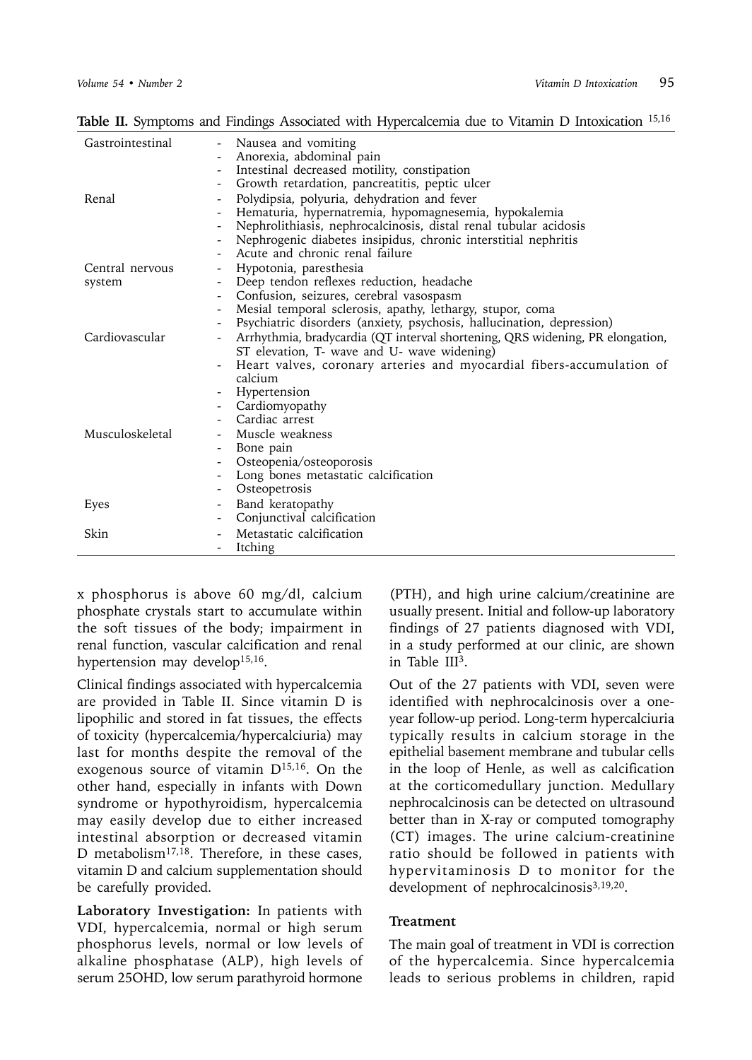**Table II.** Symptoms and Findings Associated with Hypercalcemia due to Vitamin D Intoxication [15,16]

| | |
|---|---|
| Gastrointestinal | - Nausea and vomiting<br>- Anorexia, abdominal pain<br>- Intestinal decreased motility, constipation<br>- Growth retardation, pancreatitis, peptic ulcer |
| Renal | - Polydipsia, polyuria, dehydration and fever<br>- Hematuria, hypernatremia, hypomagnesemia, hypokalemia<br>- Nephrolithiasis, nephrocalcinosis, distal renal tubular acidosis<br>- Nephrogenic diabetes insipidus, chronic interstitial nephritis<br>- Acute and chronic renal failure |
| Central nervous system | - Hypotonia, paresthesia<br>- Deep tendon reflexes reduction, headache<br>- Confusion, seizures, cerebral vasospasm<br>- Mesial temporal sclerosis, apathy, lethargy, stupor, coma<br>- Psychiatric disorders (anxiety, psychosis, hallucination, depression) |
| Cardiovascular | - Arrhythmia, bradycardia (QT interval shortening, QRS widening, PR elongation, ST elevation, T- wave and U- wave widening)<br>- Heart valves, coronary arteries and myocardial fibers-accumulation of calcium<br>- Hypertension<br>- Cardiomyopathy<br>- Cardiac arrest |
| Musculoskeletal | - Muscle weakness<br>- Bone pain<br>- Osteopenia/osteoporosis<br>- Long bones metastatic calcification<br>- Osteopetrosis |
| Eyes | - Band keratopathy<br>- Conjunctival calcification |
| Skin | - Metastatic calcification<br>- Itching |

x phosphorus is above 60 mg/dl, calcium phosphate crystals start to accumulate within the soft tissues of the body; impairment in renal function, vascular calcification and renal hypertension may develop[15,16].

Clinical findings associated with hypercalcemia are provided in Table II. Since vitamin D is lipophilic and stored in fat tissues, the effects of toxicity (hypercalcemia/hypercalciuria) may last for months despite the removal of the exogenous source of vitamin D[15,16]. On the other hand, especially in infants with Down syndrome or hypothyroidism, hypercalcemia may easily develop due to either increased intestinal absorption or decreased vitamin D metabolism[17,18]. Therefore, in these cases, vitamin D and calcium supplementation should be carefully provided.

**Laboratory Investigation:** In patients with VDI, hypercalcemia, normal or high serum phosphorus levels, normal or low levels of alkaline phosphatase (ALP), high levels of serum 25OHD, low serum parathyroid hormone (PTH), and high urine calcium/creatinine are usually present. Initial and follow-up laboratory findings of 27 patients diagnosed with VDI, in a study performed at our clinic, are shown in Table III[3].

Out of the 27 patients with VDI, seven were identified with nephrocalcinosis over a one-year follow-up period. Long-term hypercalciuria typically results in calcium storage in the epithelial basement membrane and tubular cells in the loop of Henle, as well as calcification at the corticomedullary junction. Medullary nephrocalcinosis can be detected on ultrasound better than in X-ray or computed tomography (CT) images. The urine calcium-creatinine ratio should be followed in patients with hypervitaminosis D to monitor for the development of nephrocalcinosis[3,19,20].

### Treatment

The main goal of treatment in VDI is correction of the hypercalcemia. Since hypercalcemia leads to serious problems in children, rapid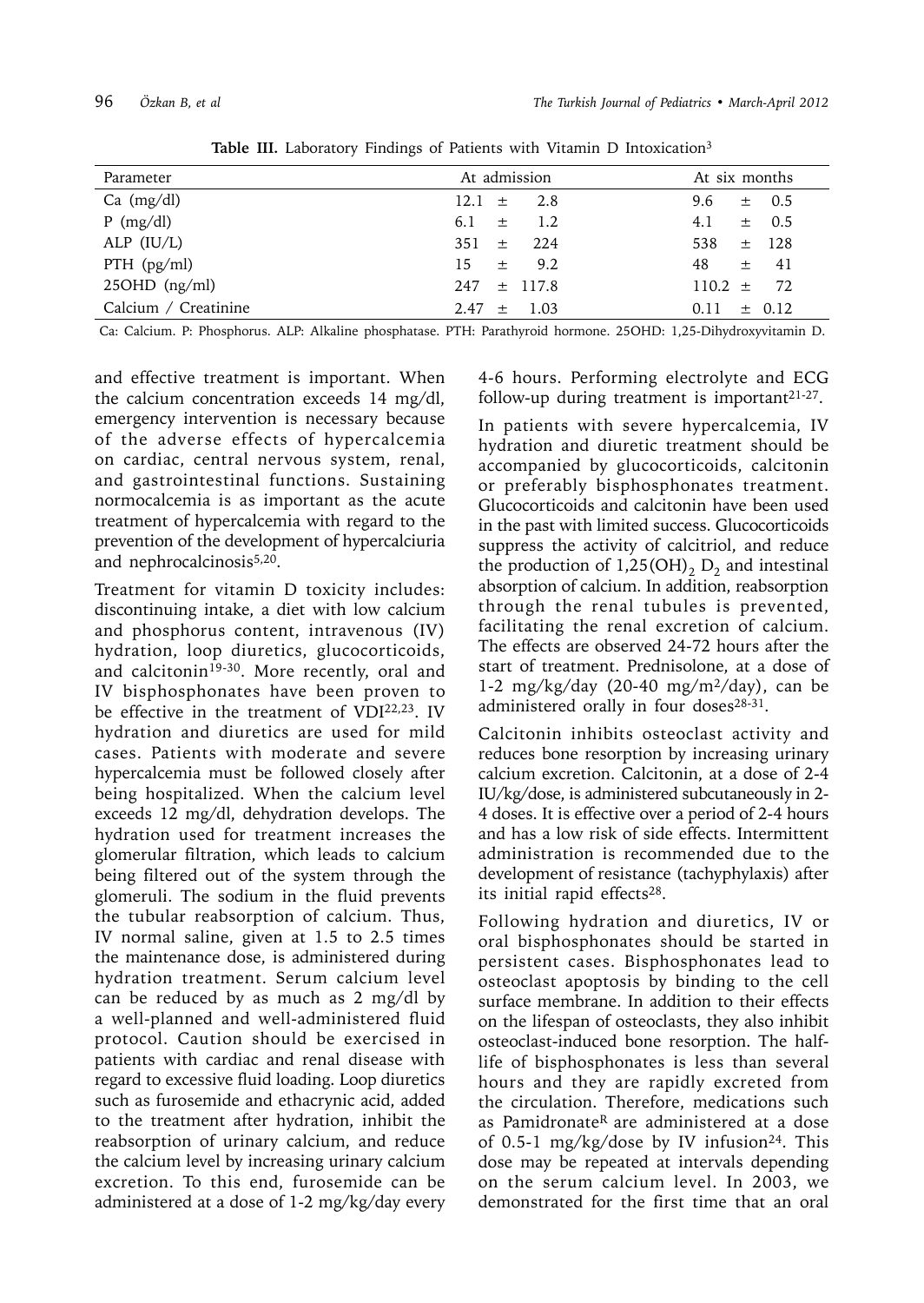**Table III.** Laboratory Findings of Patients with Vitamin D Intoxication[3]

| Parameter | At admission | At six months |
|---|---|---|
| Ca (mg/dl) | 12.1 ± 2.8 | 9.6 ± 0.5 |
| P (mg/dl) | 6.1 ± 1.2 | 4.1 ± 0.5 |
| ALP (IU/L) | 351 ± 224 | 538 ± 128 |
| PTH (pg/ml) | 15 ± 9.2 | 48 ± 41 |
| 25OHD (ng/ml) | 247 ± 117.8 | 110.2 ± 72 |
| Calcium / Creatinine | 2.47 ± 1.03 | 0.11 ± 0.12 |

Ca: Calcium. P: Phosphorus. ALP: Alkaline phosphatase. PTH: Parathyroid hormone. 25OHD: 1,25-Dihydroxyvitamin D.

and effective treatment is important. When the calcium concentration exceeds 14 mg/dl, emergency intervention is necessary because of the adverse effects of hypercalcemia on cardiac, central nervous system, renal, and gastrointestinal functions. Sustaining normocalcemia is as important as the acute treatment of hypercalcemia with regard to the prevention of the development of hypercalciuria and nephrocalcinosis[5,20].

Treatment for vitamin D toxicity includes: discontinuing intake, a diet with low calcium and phosphorus content, intravenous (IV) hydration, loop diuretics, glucocorticoids, and calcitonin[19-30]. More recently, oral and IV bisphosphonates have been proven to be effective in the treatment of VDI[22,23]. IV hydration and diuretics are used for mild cases. Patients with moderate and severe hypercalcemia must be followed closely after being hospitalized. When the calcium level exceeds 12 mg/dl, dehydration develops. The hydration used for treatment increases the glomerular filtration, which leads to calcium being filtered out of the system through the glomeruli. The sodium in the fluid prevents the tubular reabsorption of calcium. Thus, IV normal saline, given at 1.5 to 2.5 times the maintenance dose, is administered during hydration treatment. Serum calcium level can be reduced by as much as 2 mg/dl by a well-planned and well-administered fluid protocol. Caution should be exercised in patients with cardiac and renal disease with regard to excessive fluid loading. Loop diuretics such as furosemide and ethacrynic acid, added to the treatment after hydration, inhibit the reabsorption of urinary calcium, and reduce the calcium level by increasing urinary calcium excretion. To this end, furosemide can be administered at a dose of 1-2 mg/kg/day every 4-6 hours. Performing electrolyte and ECG follow-up during treatment is important[21-27].

In patients with severe hypercalcemia, IV hydration and diuretic treatment should be accompanied by glucocorticoids, calcitonin or preferably bisphosphonates treatment. Glucocorticoids and calcitonin have been used in the past with limited success. Glucocorticoids suppress the activity of calcitriol, and reduce the production of $1,25(OH)_2$ $D_2$ and intestinal absorption of calcium. In addition, reabsorption through the renal tubules is prevented, facilitating the renal excretion of calcium. The effects are observed 24-72 hours after the start of treatment. Prednisolone, at a dose of 1-2 mg/kg/day (20-40 mg/$m^2$/day), can be administered orally in four doses[28-31].

Calcitonin inhibits osteoclast activity and reduces bone resorption by increasing urinary calcium excretion. Calcitonin, at a dose of 2-4 IU/kg/dose, is administered subcutaneously in 2-4 doses. It is effective over a period of 2-4 hours and has a low risk of side effects. Intermittent administration is recommended due to the development of resistance (tachyphylaxis) after its initial rapid effects[28].

Following hydration and diuretics, IV or oral bisphosphonates should be started in persistent cases. Bisphosphonates lead to osteoclast apoptosis by binding to the cell surface membrane. In addition to their effects on the lifespan of osteoclasts, they also inhibit osteoclast-induced bone resorption. The half-life of bisphosphonates is less than several hours and they are rapidly excreted from the circulation. Therefore, medications such as Pamidronate[R] are administered at a dose of 0.5-1 mg/kg/dose by IV infusion[24]. This dose may be repeated at intervals depending on the serum calcium level. In 2003, we demonstrated for the first time that an oral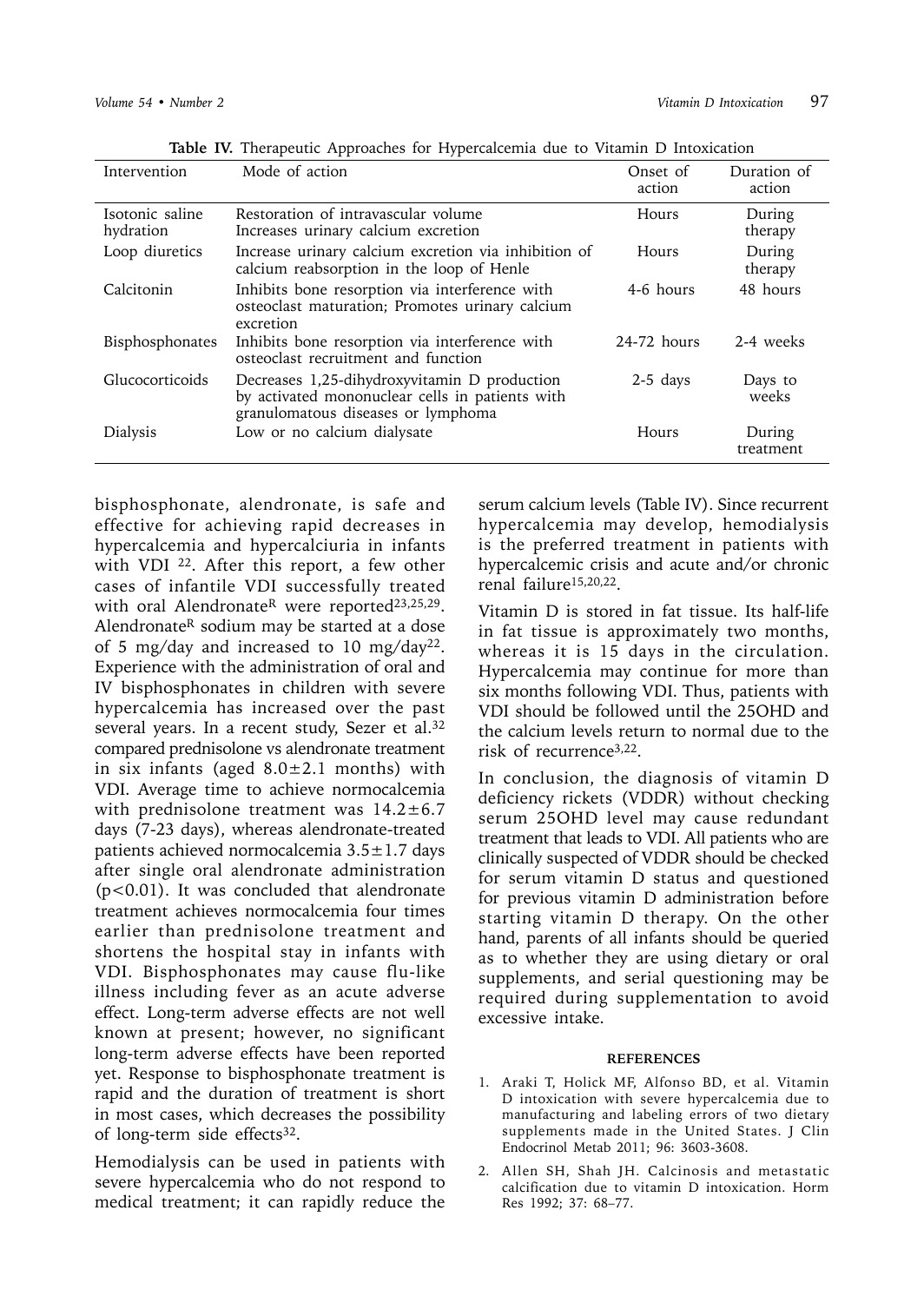**Table IV.** Therapeutic Approaches for Hypercalcemia due to Vitamin D Intoxication

| Intervention | Mode of action | Onset of action | Duration of action |
|---|---|---|---|
| Isotonic saline hydration | Restoration of intravascular volume<br>Increases urinary calcium excretion | Hours | During therapy |
| Loop diuretics | Increase urinary calcium excretion via inhibition of calcium reabsorption in the loop of Henle | Hours | During therapy |
| Calcitonin | Inhibits bone resorption via interference with osteoclast maturation; Promotes urinary calcium excretion | 4-6 hours | 48 hours |
| Bisphosphonates | Inhibits bone resorption via interference with osteoclast recruitment and function | 24-72 hours | 2-4 weeks |
| Glucocorticoids | Decreases 1,25-dihydroxyvitamin D production by activated mononuclear cells in patients with granulomatous diseases or lymphoma | 2-5 days | Days to weeks |
| Dialysis | Low or no calcium dialysate | Hours | During treatment |

bisphosphonate, alendronate, is safe and effective for achieving rapid decreases in hypercalcemia and hypercalciuria in infants with VDI [22]. After this report, a few other cases of infantile VDI successfully treated with oral Alendronate[R] were reported[23,25,29]. Alendronate[R] sodium may be started at a dose of 5 mg/day and increased to 10 mg/day[22]. Experience with the administration of oral and IV bisphosphonates in children with severe hypercalcemia has increased over the past several years. In a recent study, Sezer et al.[32] compared prednisolone vs alendronate treatment in six infants (aged $8.0\pm2.1$ months) with VDI. Average time to achieve normocalcemia with prednisolone treatment was $14.2\pm6.7$ days (7-23 days), whereas alendronate-treated patients achieved normocalcemia $3.5\pm1.7$ days after single oral alendronate administration ($p<0.01$). It was concluded that alendronate treatment achieves normocalcemia four times earlier than prednisolone treatment and shortens the hospital stay in infants with VDI. Bisphosphonates may cause flu-like illness including fever as an acute adverse effect. Long-term adverse effects are not well known at present; however, no significant long-term adverse effects have been reported yet. Response to bisphosphonate treatment is rapid and the duration of treatment is short in most cases, which decreases the possibility of long-term side effects[32].

Hemodialysis can be used in patients with severe hypercalcemia who do not respond to medical treatment; it can rapidly reduce the serum calcium levels (Table IV). Since recurrent hypercalcemia may develop, hemodialysis is the preferred treatment in patients with hypercalcemic crisis and acute and/or chronic renal failure[15,20,22].

Vitamin D is stored in fat tissue. Its half-life in fat tissue is approximately two months, whereas it is 15 days in the circulation. Hypercalcemia may continue for more than six months following VDI. Thus, patients with VDI should be followed until the 25OHD and the calcium levels return to normal due to the risk of recurrence[3,22].

In conclusion, the diagnosis of vitamin D deficiency rickets (VDDR) without checking serum 25OHD level may cause redundant treatment that leads to VDI. All patients who are clinically suspected of VDDR should be checked for serum vitamin D status and questioned for previous vitamin D administration before starting vitamin D therapy. On the other hand, parents of all infants should be queried as to whether they are using dietary or oral supplements, and serial questioning may be required during supplementation to avoid excessive intake.

## REFERENCES

1. Araki T, Holick MF, Alfonso BD, et al. Vitamin D intoxication with severe hypercalcemia due to manufacturing and labeling errors of two dietary supplements made in the United States. J Clin Endocrinol Metab 2011; 96: 3603-3608.
2. Allen SH, Shah JH. Calcinosis and metastatic calcification due to vitamin D intoxication. Horm Res 1992; 37: 68–77.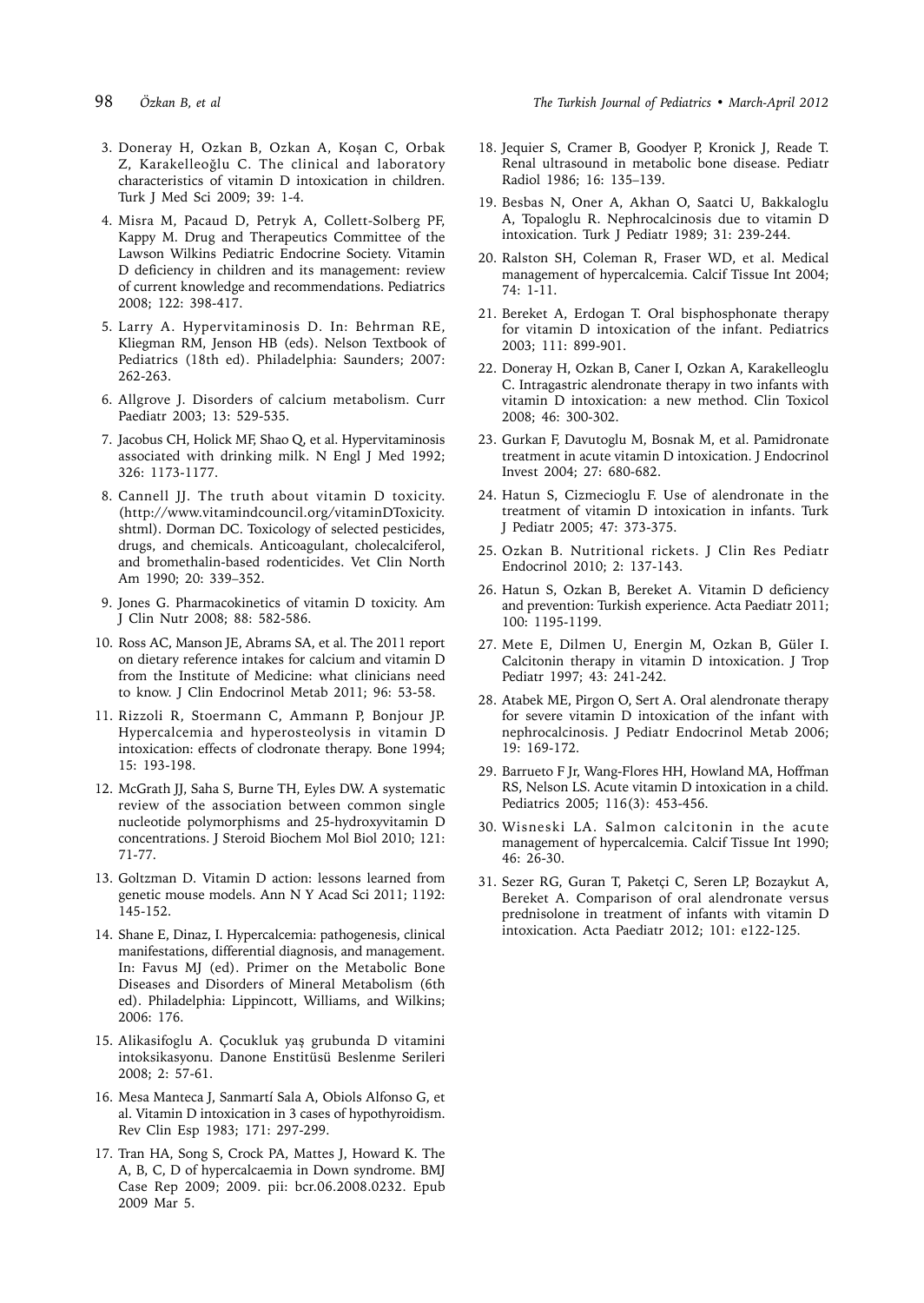3. Doneray H, Ozkan B, Ozkan A, Koşan C, Orbak Z, Karakelleoğlu C. The clinical and laboratory characteristics of vitamin D intoxication in children. Turk J Med Sci 2009; 39: 1-4.
4. Misra M, Pacaud D, Petryk A, Collett-Solberg PF, Kappy M. Drug and Therapeutics Committee of the Lawson Wilkins Pediatric Endocrine Society. Vitamin D deficiency in children and its management: review of current knowledge and recommendations. Pediatrics 2008; 122: 398-417.
5. Larry A. Hypervitaminosis D. In: Behrman RE, Kliegman RM, Jenson HB (eds). Nelson Textbook of Pediatrics (18th ed). Philadelphia: Saunders; 2007: 262-263.
6. Allgrove J. Disorders of calcium metabolism. Curr Paediatr 2003; 13: 529-535.
7. Jacobus CH, Holick MF, Shao Q, et al. Hypervitaminosis associated with drinking milk. N Engl J Med 1992; 326: 1173-1177.
8. Cannell JJ. The truth about vitamin D toxicity. (http://www.vitamindcouncil.org/vitaminDToxicity.shtml). Dorman DC. Toxicology of selected pesticides, drugs, and chemicals. Anticoagulant, cholecalciferol, and bromethalin-based rodenticides. Vet Clin North Am 1990; 20: 339–352.
9. Jones G. Pharmacokinetics of vitamin D toxicity. Am J Clin Nutr 2008; 88: 582-586.
10. Ross AC, Manson JE, Abrams SA, et al. The 2011 report on dietary reference intakes for calcium and vitamin D from the Institute of Medicine: what clinicians need to know. J Clin Endocrinol Metab 2011; 96: 53-58.
11. Rizzoli R, Stoermann C, Ammann P, Bonjour JP. Hypercalcemia and hyperosteolysis in vitamin D intoxication: effects of clodronate therapy. Bone 1994; 15: 193-198.
12. McGrath JJ, Saha S, Burne TH, Eyles DW. A systematic review of the association between common single nucleotide polymorphisms and 25-hydroxyvitamin D concentrations. J Steroid Biochem Mol Biol 2010; 121: 71-77.
13. Goltzman D. Vitamin D action: lessons learned from genetic mouse models. Ann N Y Acad Sci 2011; 1192: 145-152.
14. Shane E, Dinaz, I. Hypercalcemia: pathogenesis, clinical manifestations, differential diagnosis, and management. In: Favus MJ (ed). Primer on the Metabolic Bone Diseases and Disorders of Mineral Metabolism (6th ed). Philadelphia: Lippincott, Williams, and Wilkins; 2006: 176.
15. Alikasifoglu A. Çocukluk yaş grubunda D vitamini intoksikasyonu. Danone Enstitüsü Beslenme Serileri 2008; 2: 57-61.
16. Mesa Manteca J, Sanmartí Sala A, Obiols Alfonso G, et al. Vitamin D intoxication in 3 cases of hypothyroidism. Rev Clin Esp 1983; 171: 297-299.
17. Tran HA, Song S, Crock PA, Mattes J, Howard K. The A, B, C, D of hypercalcaemia in Down syndrome. BMJ Case Rep 2009; 2009. pii: bcr.06.2008.0232. Epub 2009 Mar 5.
18. Jequier S, Cramer B, Goodyer P, Kronick J, Reade T. Renal ultrasound in metabolic bone disease. Pediatr Radiol 1986; 16: 135–139.
19. Besbas N, Oner A, Akhan O, Saatci U, Bakkaloglu A, Topaloglu R. Nephrocalcinosis due to vitamin D intoxication. Turk J Pediatr 1989; 31: 239-244.
20. Ralston SH, Coleman R, Fraser WD, et al. Medical management of hypercalcemia. Calcif Tissue Int 2004; 74: 1-11.
21. Bereket A, Erdogan T. Oral bisphosphonate therapy for vitamin D intoxication of the infant. Pediatrics 2003; 111: 899-901.
22. Doneray H, Ozkan B, Caner I, Ozkan A, Karakelleoglu C. Intragastric alendronate therapy in two infants with vitamin D intoxication: a new method. Clin Toxicol 2008; 46: 300-302.
23. Gurkan F, Davutoglu M, Bosnak M, et al. Pamidronate treatment in acute vitamin D intoxication. J Endocrinol Invest 2004; 27: 680-682.
24. Hatun S, Cizmecioglu F. Use of alendronate in the treatment of vitamin D intoxication in infants. Turk J Pediatr 2005; 47: 373-375.
25. Ozkan B. Nutritional rickets. J Clin Res Pediatr Endocrinol 2010; 2: 137-143.
26. Hatun S, Ozkan B, Bereket A. Vitamin D deficiency and prevention: Turkish experience. Acta Paediatr 2011; 100: 1195-1199.
27. Mete E, Dilmen U, Energin M, Ozkan B, Güler I. Calcitonin therapy in vitamin D intoxication. J Trop Pediatr 1997; 43: 241-242.
28. Atabek ME, Pirgon O, Sert A. Oral alendronate therapy for severe vitamin D intoxication of the infant with nephrocalcinosis. J Pediatr Endocrinol Metab 2006; 19: 169-172.
29. Barrueto F Jr, Wang-Flores HH, Howland MA, Hoffman RS, Nelson LS. Acute vitamin D intoxication in a child. Pediatrics 2005; 116(3): 453-456.
30. Wisneski LA. Salmon calcitonin in the acute management of hypercalcemia. Calcif Tissue Int 1990; 46: 26-30.
31. Sezer RG, Guran T, Paketçi C, Seren LP, Bozaykut A, Bereket A. Comparison of oral alendronate versus prednisolone in treatment of infants with vitamin D intoxication. Acta Paediatr 2012; 101: e122-125.